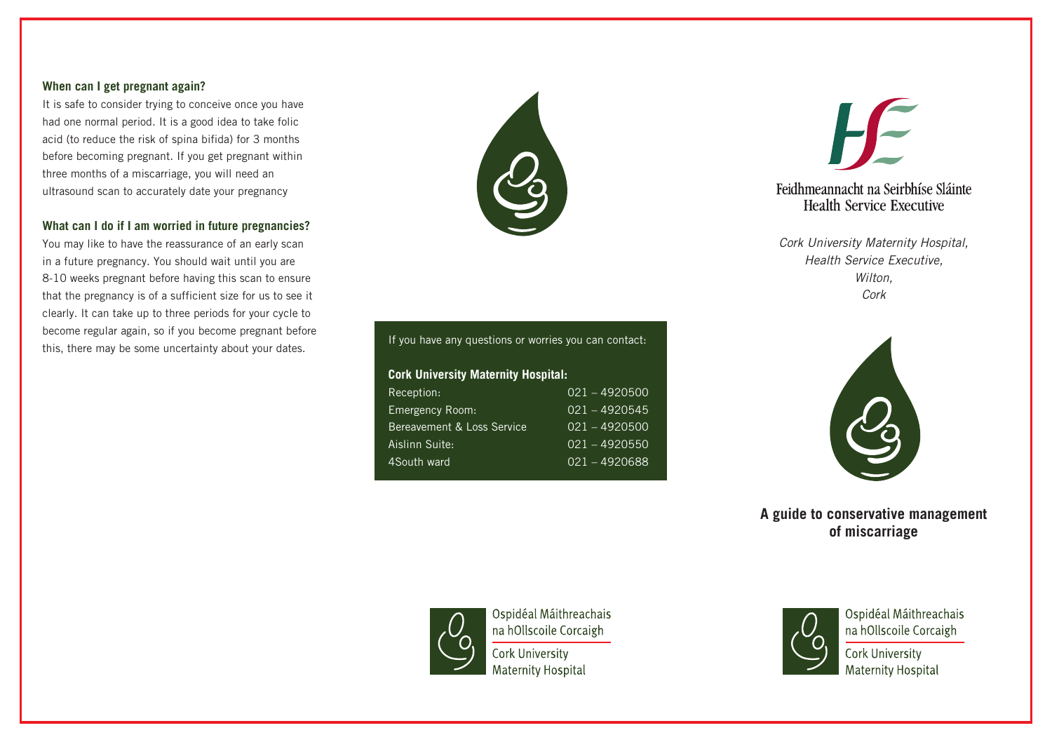### When can I get pregnant again?

It is safe to consider trying to conceive once you have had one normal period. It is a good idea to take folic acid (to reduce the risk of spina bifida) for 3 months before becoming pregnant. If you get pregnant within three months of a miscarriage, you will need an ultrasound scan to accurately date your pregnancy

### What can I do if I am worried in future pregnancies?

You may like to have the reassurance of an early scan in a future pregnancy. You should wait until you are 8-10 weeks pregnant before having this scan to ensure that the pregnancy is of a sufficient size for us to see it clearly. It can take up to three periods for your cycle to become regular again, so if you become pregnant before this, there may be some uncertainty about your dates.

If you have any questions or worries you can contact:

**Cork University Maternity Hospital:**

| | |
|---|---|
| Reception: | 021 – 4920500 |
| Emergency Room: | 021 – 4920545 |
| Bereavement & Loss Service | 021 – 4920500 |
| Aislinn Suite: | 021 – 4920550 |
| 4South ward | 021 – 4920688 |

Ospidéal Máithreachais na hOllscoile Corcaigh
Cork University Maternity Hospital

Feidhmeannacht na Seirbhíse Sláinte
Health Service Executive

*Cork University Maternity Hospital,*
*Health Service Executive,*
*Wilton,*
*Cork*

## A guide to conservative management of miscarriage

Ospidéal Máithreachais na hOllscoile Corcaigh
Cork University Maternity Hospital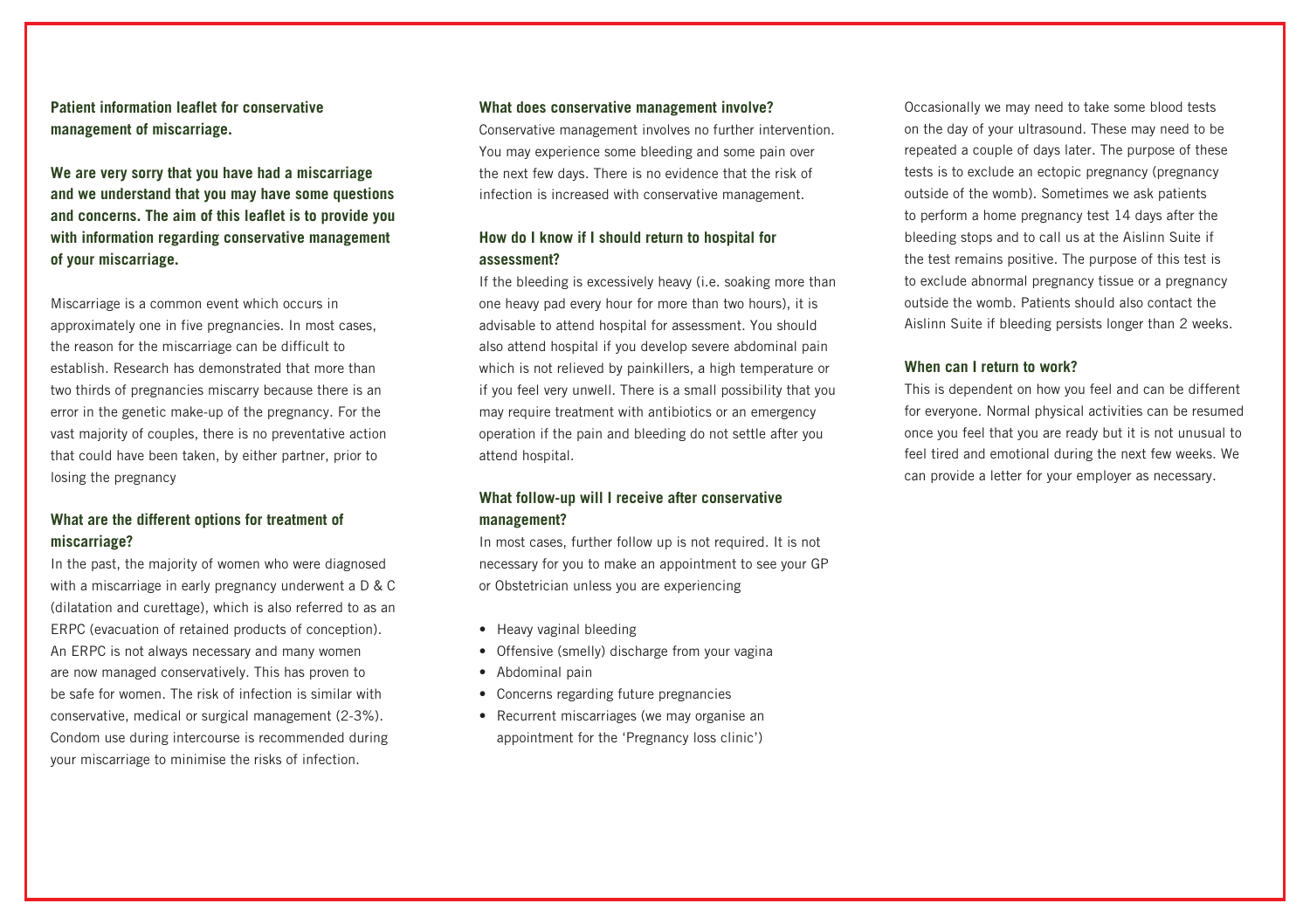**Patient information leaflet for conservative management of miscarriage.**

**We are very sorry that you have had a miscarriage and we understand that you may have some questions and concerns. The aim of this leaflet is to provide you with information regarding conservative management of your miscarriage.**

Miscarriage is a common event which occurs in approximately one in five pregnancies. In most cases, the reason for the miscarriage can be difficult to establish. Research has demonstrated that more than two thirds of pregnancies miscarry because there is an error in the genetic make-up of the pregnancy. For the vast majority of couples, there is no preventative action that could have been taken, by either partner, prior to losing the pregnancy

## What are the different options for treatment of miscarriage?

In the past, the majority of women who were diagnosed with a miscarriage in early pregnancy underwent a D & C (dilatation and curettage), which is also referred to as an ERPC (evacuation of retained products of conception). An ERPC is not always necessary and many women are now managed conservatively. This has proven to be safe for women. The risk of infection is similar with conservative, medical or surgical management (2-3%). Condom use during intercourse is recommended during your miscarriage to minimise the risks of infection.

## What does conservative management involve?

Conservative management involves no further intervention. You may experience some bleeding and some pain over the next few days. There is no evidence that the risk of infection is increased with conservative management.

## How do I know if I should return to hospital for assessment?

If the bleeding is excessively heavy (i.e. soaking more than one heavy pad every hour for more than two hours), it is advisable to attend hospital for assessment. You should also attend hospital if you develop severe abdominal pain which is not relieved by painkillers, a high temperature or if you feel very unwell. There is a small possibility that you may require treatment with antibiotics or an emergency operation if the pain and bleeding do not settle after you attend hospital.

## What follow-up will I receive after conservative management?

In most cases, further follow up is not required. It is not necessary for you to make an appointment to see your GP or Obstetrician unless you are experiencing

- Heavy vaginal bleeding
- Offensive (smelly) discharge from your vagina
- Abdominal pain
- Concerns regarding future pregnancies
- Recurrent miscarriages (we may organise an appointment for the 'Pregnancy loss clinic')

Occasionally we may need to take some blood tests on the day of your ultrasound. These may need to be repeated a couple of days later. The purpose of these tests is to exclude an ectopic pregnancy (pregnancy outside of the womb). Sometimes we ask patients to perform a home pregnancy test 14 days after the bleeding stops and to call us at the Aislinn Suite if the test remains positive. The purpose of this test is to exclude abnormal pregnancy tissue or a pregnancy outside the womb. Patients should also contact the Aislinn Suite if bleeding persists longer than 2 weeks.

## When can I return to work?

This is dependent on how you feel and can be different for everyone. Normal physical activities can be resumed once you feel that you are ready but it is not unusual to feel tired and emotional during the next few weeks. We can provide a letter for your employer as necessary.